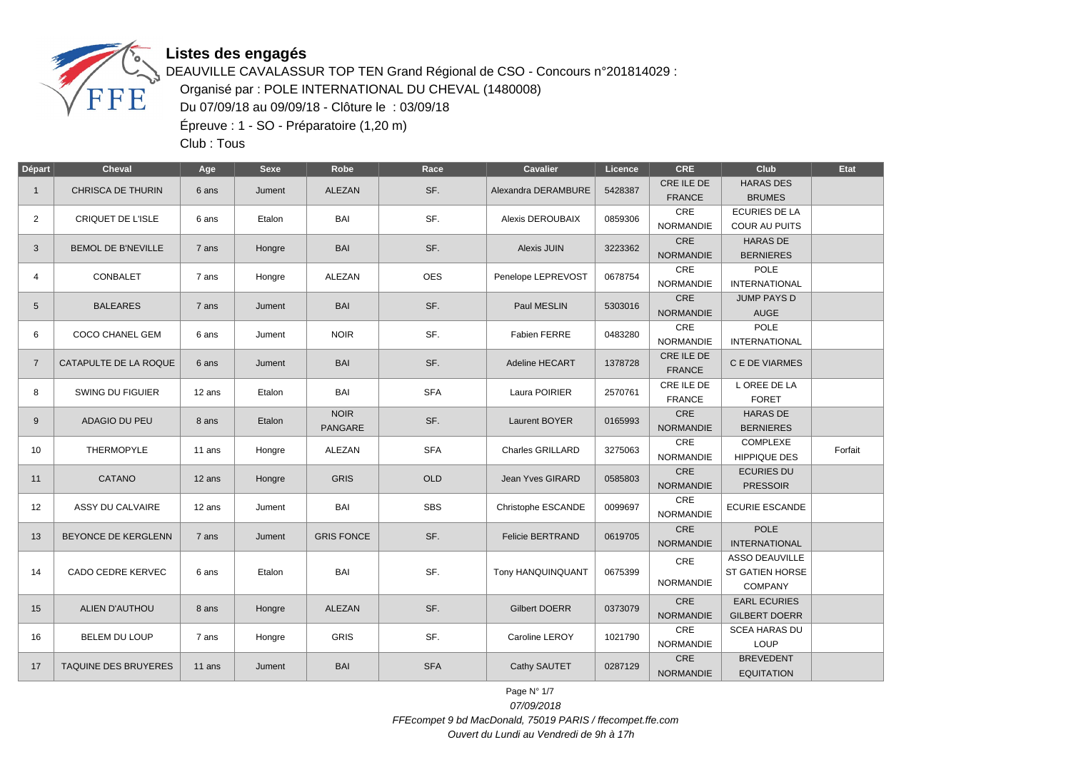# Listes des engagés

DEAUVILLE CAVALASSUR TOP TEN Grand Régional de CSO - Concours n°201814029 :

Organisé par : POLE INTERNATIONAL DU CHEVAL (1480008)

Du 07/09/18 au 09/09/18 - Clôture le : 03/09/18

Épreuve : 1 - SO - Préparatoire (1,20 m)

Club : Tous

| Départ | Cheval | Age | Sexe | Robe | Race | Cavalier | Licence | CRE | Club | Etat |
|---|---|---|---|---|---|---|---|---|---|---|
| 1 | CHRISCA DE THURIN | 6 ans | Jument | ALEZAN | SF. | Alexandra DERAMBURE | 5428387 | CRE ILE DE FRANCE | HARAS DES BRUMES | |
| 2 | CRIQUET DE L'ISLE | 6 ans | Etalon | BAI | SF. | Alexis DEROUBAIX | 0859306 | CRE NORMANDIE | ECURIES DE LA COUR AU PUITS | |
| 3 | BEMOL DE B'NEVILLE | 7 ans | Hongre | BAI | SF. | Alexis JUIN | 3223362 | CRE NORMANDIE | HARAS DE BERNIERES | |
| 4 | CONBALET | 7 ans | Hongre | ALEZAN | OES | Penelope LEPREVOST | 0678754 | CRE NORMANDIE | POLE INTERNATIONAL | |
| 5 | BALEARES | 7 ans | Jument | BAI | SF. | Paul MESLIN | 5303016 | CRE NORMANDIE | JUMP PAYS D AUGE | |
| 6 | COCO CHANEL GEM | 6 ans | Jument | NOIR | SF. | Fabien FERRE | 0483280 | CRE NORMANDIE | POLE INTERNATIONAL | |
| 7 | CATAPULTE DE LA ROQUE | 6 ans | Jument | BAI | SF. | Adeline HECART | 1378728 | CRE ILE DE FRANCE | C E DE VIARMES | |
| 8 | SWING DU FIGUIER | 12 ans | Etalon | BAI | SFA | Laura POIRIER | 2570761 | CRE ILE DE FRANCE | L OREE DE LA FORET | |
| 9 | ADAGIO DU PEU | 8 ans | Etalon | NOIR PANGARE | SF. | Laurent BOYER | 0165993 | CRE NORMANDIE | HARAS DE BERNIERES | |
| 10 | THERMOPYLE | 11 ans | Hongre | ALEZAN | SFA | Charles GRILLARD | 3275063 | CRE NORMANDIE | COMPLEXE HIPPIQUE DES | Forfait |
| 11 | CATANO | 12 ans | Hongre | GRIS | OLD | Jean Yves GIRARD | 0585803 | CRE NORMANDIE | ECURIES DU PRESSOIR | |
| 12 | ASSY DU CALVAIRE | 12 ans | Jument | BAI | SBS | Christophe ESCANDE | 0099697 | CRE NORMANDIE | ECURIE ESCANDE | |
| 13 | BEYONCE DE KERGLENN | 7 ans | Jument | GRIS FONCE | SF. | Felicie BERTRAND | 0619705 | CRE NORMANDIE | POLE INTERNATIONAL | |
| 14 | CADO CEDRE KERVEC | 6 ans | Etalon | BAI | SF. | Tony HANQUINQUANT | 0675399 | CRE NORMANDIE | ASSO DEAUVILLE ST GATIEN HORSE COMPANY | |
| 15 | ALIEN D'AUTHOU | 8 ans | Hongre | ALEZAN | SF. | Gilbert DOERR | 0373079 | CRE NORMANDIE | EARL ECURIES GILBERT DOERR | |
| 16 | BELEM DU LOUP | 7 ans | Hongre | GRIS | SF. | Caroline LEROY | 1021790 | CRE NORMANDIE | SCEA HARAS DU LOUP | |
| 17 | TAQUINE DES BRUYERES | 11 ans | Jument | BAI | SFA | Cathy SAUTET | 0287129 | CRE NORMANDIE | BREVEDENT EQUITATION | |

*07/09/2018*

*FFEcompet 9 bd MacDonald, 75019 PARIS / ffecompet.ffe.com*

*Ouvert du Lundi au Vendredi de 9h à 17h*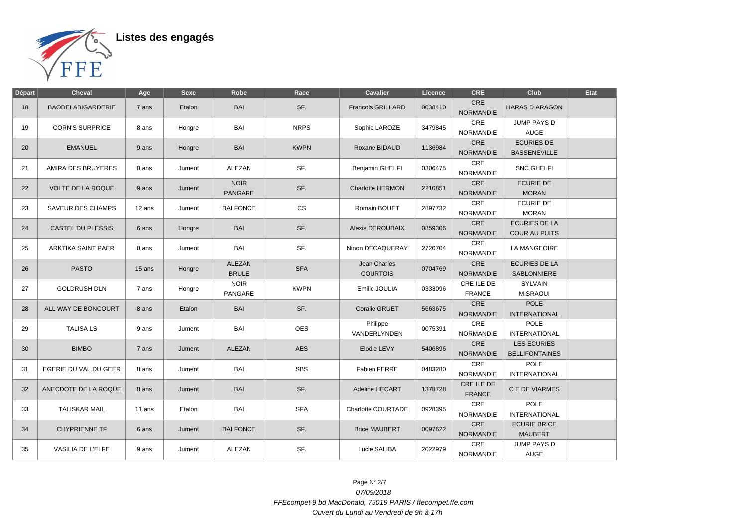# Listes des engagés

| Départ | Cheval | Age | Sexe | Robe | Race | Cavalier | Licence | CRE | Club | Etat |
|---|---|---|---|---|---|---|---|---|---|---|
| 18 | BAODELABIGARDERIE | 7 ans | Etalon | BAI | SF. | Francois GRILLARD | 0038410 | CRE NORMANDIE | HARAS D ARAGON | |
| 19 | CORN'S SURPRICE | 8 ans | Hongre | BAI | NRPS | Sophie LAROZE | 3479845 | CRE NORMANDIE | JUMP PAYS D AUGE | |
| 20 | EMANUEL | 9 ans | Hongre | BAI | KWPN | Roxane BIDAUD | 1136984 | CRE NORMANDIE | ECURIES DE BASSENEVILLE | |
| 21 | AMIRA DES BRUYERES | 8 ans | Jument | ALEZAN | SF. | Benjamin GHELFI | 0306475 | CRE NORMANDIE | SNC GHELFI | |
| 22 | VOLTE DE LA ROQUE | 9 ans | Jument | NOIR PANGARE | SF. | Charlotte HERMON | 2210851 | CRE NORMANDIE | ECURIE DE MORAN | |
| 23 | SAVEUR DES CHAMPS | 12 ans | Jument | BAI FONCE | CS | Romain BOUET | 2897732 | CRE NORMANDIE | ECURIE DE MORAN | |
| 24 | CASTEL DU PLESSIS | 6 ans | Hongre | BAI | SF. | Alexis DEROUBAIX | 0859306 | CRE NORMANDIE | ECURIES DE LA COUR AU PUITS | |
| 25 | ARKTIKA SAINT PAER | 8 ans | Jument | BAI | SF. | Ninon DECAQUERAY | 2720704 | CRE NORMANDIE | LA MANGEOIRE | |
| 26 | PASTO | 15 ans | Hongre | ALEZAN BRULE | SFA | Jean Charles COURTOIS | 0704769 | CRE NORMANDIE | ECURIES DE LA SABLONNIERE | |
| 27 | GOLDRUSH DLN | 7 ans | Hongre | NOIR PANGARE | KWPN | Emilie JOULIA | 0333096 | CRE ILE DE FRANCE | SYLVAIN MISRAOUI | |
| 28 | ALL WAY DE BONCOURT | 8 ans | Etalon | BAI | SF. | Coralie GRUET | 5663675 | CRE NORMANDIE | POLE INTERNATIONAL | |
| 29 | TALISA LS | 9 ans | Jument | BAI | OES | Philippe VANDERLYNDEN | 0075391 | CRE NORMANDIE | POLE INTERNATIONAL | |
| 30 | BIMBO | 7 ans | Jument | ALEZAN | AES | Elodie LEVY | 5406896 | CRE NORMANDIE | LES ECURIES BELLIFONTAINES | |
| 31 | EGERIE DU VAL DU GEER | 8 ans | Jument | BAI | SBS | Fabien FERRE | 0483280 | CRE NORMANDIE | POLE INTERNATIONAL | |
| 32 | ANECDOTE DE LA ROQUE | 8 ans | Jument | BAI | SF. | Adeline HECART | 1378728 | CRE ILE DE FRANCE | C E DE VIARMES | |
| 33 | TALISKAR MAIL | 11 ans | Etalon | BAI | SFA | Charlotte COURTADE | 0928395 | CRE NORMANDIE | POLE INTERNATIONAL | |
| 34 | CHYPRIENNE TF | 6 ans | Jument | BAI FONCE | SF. | Brice MAUBERT | 0097622 | CRE NORMANDIE | ECURIE BRICE MAUBERT | |
| 35 | VASILIA DE L'ELFE | 9 ans | Jument | ALEZAN | SF. | Lucie SALIBA | 2022979 | CRE NORMANDIE | JUMP PAYS D AUGE | |

*07/09/2018*

*FFEcompet 9 bd MacDonald, 75019 PARIS / ffecompet.ffe.com*

*Ouvert du Lundi au Vendredi de 9h à 17h*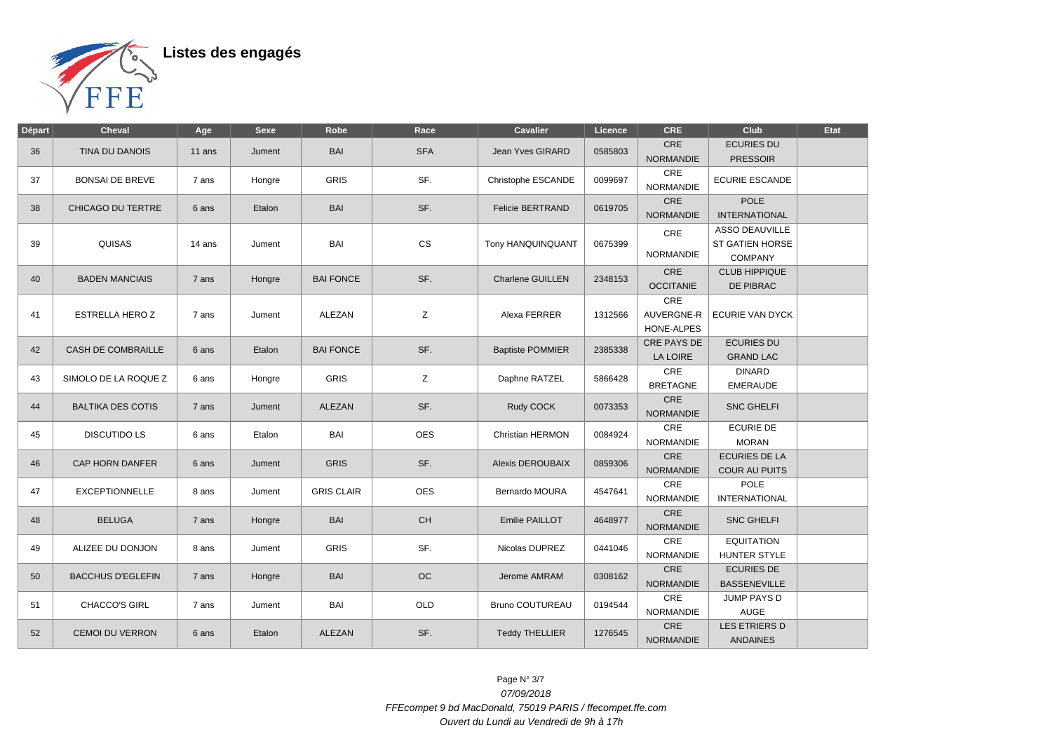# Listes des engagés

| Départ | Cheval | Age | Sexe | Robe | Race | Cavalier | Licence | CRE | Club | Etat |
|---|---|---|---|---|---|---|---|---|---|---|
| 36 | TINA DU DANOIS | 11 ans | Jument | BAI | SFA | Jean Yves GIRARD | 0585803 | CRE NORMANDIE | ECURIES DU PRESSOIR | |
| 37 | BONSAI DE BREVE | 7 ans | Hongre | GRIS | SF. | Christophe ESCANDE | 0099697 | CRE NORMANDIE | ECURIE ESCANDE | |
| 38 | CHICAGO DU TERTRE | 6 ans | Etalon | BAI | SF. | Felicie BERTRAND | 0619705 | CRE NORMANDIE | POLE INTERNATIONAL | |
| 39 | QUISAS | 14 ans | Jument | BAI | CS | Tony HANQUINQUANT | 0675399 | CRE NORMANDIE | ASSO DEAUVILLE ST GATIEN HORSE COMPANY | |
| 40 | BADEN MANCIAIS | 7 ans | Hongre | BAI FONCE | SF. | Charlene GUILLEN | 2348153 | CRE OCCITANIE | CLUB HIPPIQUE DE PIBRAC | |
| 41 | ESTRELLA HERO Z | 7 ans | Jument | ALEZAN | Z | Alexa FERRER | 1312566 | CRE AUVERGNE-RHONE-ALPES | ECURIE VAN DYCK | |
| 42 | CASH DE COMBRAILLE | 6 ans | Etalon | BAI FONCE | SF. | Baptiste POMMIER | 2385338 | CRE PAYS DE LA LOIRE | ECURIES DU GRAND LAC | |
| 43 | SIMOLO DE LA ROQUE Z | 6 ans | Hongre | GRIS | Z | Daphne RATZEL | 5866428 | CRE BRETAGNE | DINARD EMERAUDE | |
| 44 | BALTIKA DES COTIS | 7 ans | Jument | ALEZAN | SF. | Rudy COCK | 0073353 | CRE NORMANDIE | SNC GHELFI | |
| 45 | DISCUTIDO LS | 6 ans | Etalon | BAI | OES | Christian HERMON | 0084924 | CRE NORMANDIE | ECURIE DE MORAN | |
| 46 | CAP HORN DANFER | 6 ans | Jument | GRIS | SF. | Alexis DEROUBAIX | 0859306 | CRE NORMANDIE | ECURIES DE LA COUR AU PUITS | |
| 47 | EXCEPTIONNELLE | 8 ans | Jument | GRIS CLAIR | OES | Bernardo MOURA | 4547641 | CRE NORMANDIE | POLE INTERNATIONAL | |
| 48 | BELUGA | 7 ans | Hongre | BAI | CH | Emilie PAILLOT | 4648977 | CRE NORMANDIE | SNC GHELFI | |
| 49 | ALIZEE DU DONJON | 8 ans | Jument | GRIS | SF. | Nicolas DUPREZ | 0441046 | CRE NORMANDIE | EQUITATION HUNTER STYLE | |
| 50 | BACCHUS D'EGLEFIN | 7 ans | Hongre | BAI | OC | Jerome AMRAM | 0308162 | CRE NORMANDIE | ECURIES DE BASSENEVILLE | |
| 51 | CHACCO'S GIRL | 7 ans | Jument | BAI | OLD | Bruno COUTUREAU | 0194544 | CRE NORMANDIE | JUMP PAYS D AUGE | |
| 52 | CEMOI DU VERRON | 6 ans | Etalon | ALEZAN | SF. | Teddy THELLIER | 1276545 | CRE NORMANDIE | LES ETRIERS D ANDAINES | |

*07/09/2018*

*FFEcompet 9 bd MacDonald, 75019 PARIS / ffecompet.ffe.com*

*Ouvert du Lundi au Vendredi de 9h à 17h*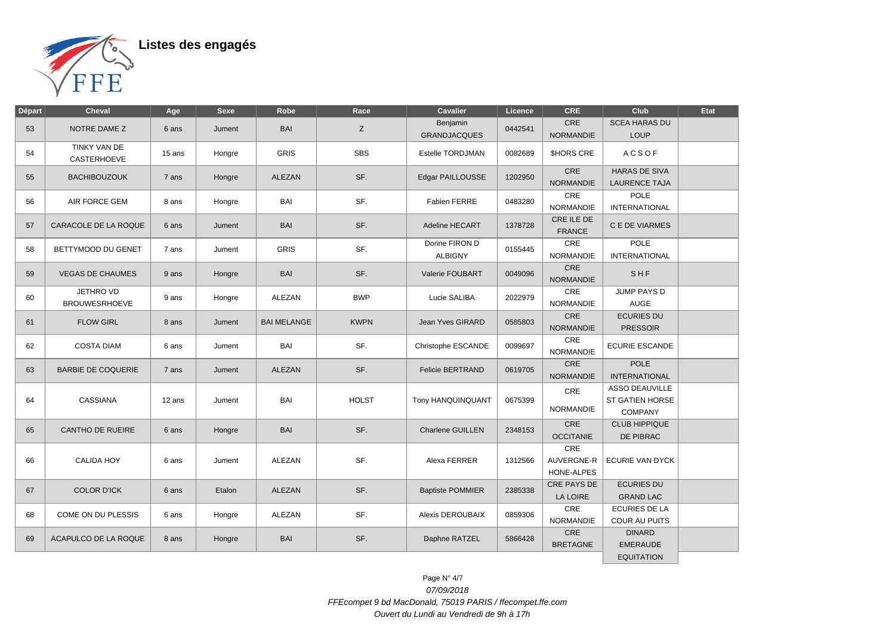# Listes des engagés

| Départ | Cheval | Age | Sexe | Robe | Race | Cavalier | Licence | CRE | Club | Etat |
|---|---|---|---|---|---|---|---|---|---|---|
| 53 | NOTRE DAME Z | 6 ans | Jument | BAI | Z | Benjamin GRANDJACQUES | 0442541 | CRE NORMANDIE | SCEA HARAS DU LOUP | |
| 54 | TINKY VAN DE CASTERHOEVE | 15 ans | Hongre | GRIS | SBS | Estelle TORDJMAN | 0082689 | $HORS CRE | A C S O F | |
| 55 | BACHIBOUZOUK | 7 ans | Hongre | ALEZAN | SF. | Edgar PAILLOUSSE | 1202950 | CRE NORMANDIE | HARAS DE SIVA LAURENCE TAJA | |
| 56 | AIR FORCE GEM | 8 ans | Hongre | BAI | SF. | Fabien FERRE | 0483280 | CRE NORMANDIE | POLE INTERNATIONAL | |
| 57 | CARACOLE DE LA ROQUE | 6 ans | Jument | BAI | SF. | Adeline HECART | 1378728 | CRE ILE DE FRANCE | C E DE VIARMES | |
| 58 | BETTYMOOD DU GENET | 7 ans | Jument | GRIS | SF. | Dorine FIRON D ALBIGNY | 0155445 | CRE NORMANDIE | POLE INTERNATIONAL | |
| 59 | VEGAS DE CHAUMES | 9 ans | Hongre | BAI | SF. | Valerie FOUBART | 0049096 | CRE NORMANDIE | S H F | |
| 60 | JETHRO VD BROUWESRHOEVE | 9 ans | Hongre | ALEZAN | BWP | Lucie SALIBA | 2022979 | CRE NORMANDIE | JUMP PAYS D AUGE | |
| 61 | FLOW GIRL | 8 ans | Jument | BAI MELANGE | KWPN | Jean Yves GIRARD | 0585803 | CRE NORMANDIE | ECURIES DU PRESSOIR | |
| 62 | COSTA DIAM | 6 ans | Jument | BAI | SF. | Christophe ESCANDE | 0099697 | CRE NORMANDIE | ECURIE ESCANDE | |
| 63 | BARBIE DE COQUERIE | 7 ans | Jument | ALEZAN | SF. | Felicie BERTRAND | 0619705 | CRE NORMANDIE | POLE INTERNATIONAL | |
| 64 | CASSIANA | 12 ans | Jument | BAI | HOLST | Tony HANQUINQUANT | 0675399 | CRE NORMANDIE | ASSO DEAUVILLE ST GATIEN HORSE COMPANY | |
| 65 | CANTHO DE RUEIRE | 6 ans | Hongre | BAI | SF. | Charlene GUILLEN | 2348153 | CRE OCCITANIE | CLUB HIPPIQUE DE PIBRAC | |
| 66 | CALIDA HOY | 6 ans | Jument | ALEZAN | SF. | Alexa FERRER | 1312566 | CRE AUVERGNE-RHONE-ALPES | ECURIE VAN DYCK | |
| 67 | COLOR D'ICK | 6 ans | Etalon | ALEZAN | SF. | Baptiste POMMIER | 2385338 | CRE PAYS DE LA LOIRE | ECURIES DU GRAND LAC | |
| 68 | COME ON DU PLESSIS | 6 ans | Hongre | ALEZAN | SF. | Alexis DEROUBAIX | 0859306 | CRE NORMANDIE | ECURIES DE LA COUR AU PUITS | |
| 69 | ACAPULCO DE LA ROQUE | 8 ans | Hongre | BAI | SF. | Daphne RATZEL | 5866428 | CRE BRETAGNE | DINARD EMERAUDE EQUITATION | |

*07/09/2018*

*FFEcompet 9 bd MacDonald, 75019 PARIS / ffecompet.ffe.com*

*Ouvert du Lundi au Vendredi de 9h à 17h*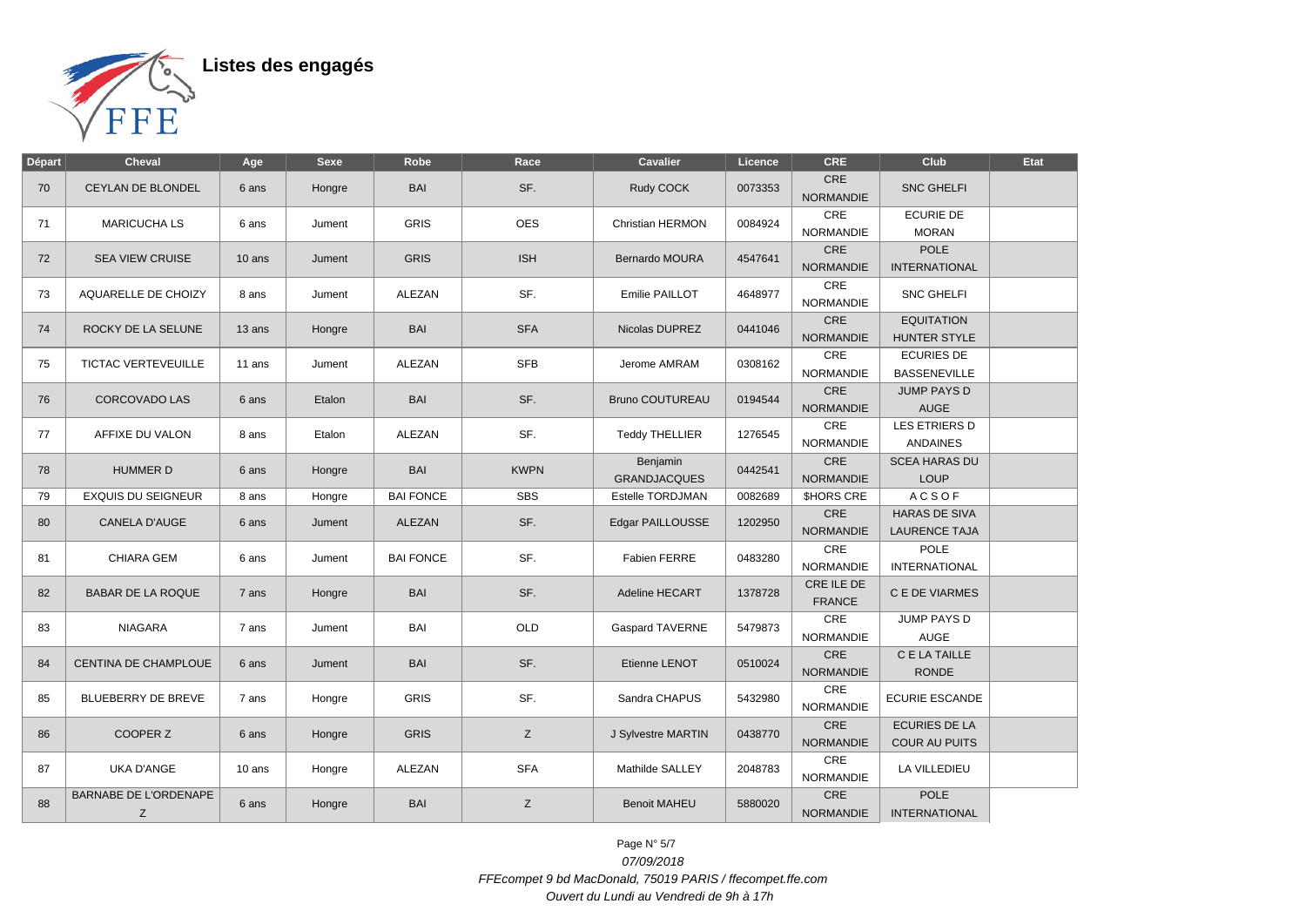# Listes des engagés

| Départ | Cheval | Age | Sexe | Robe | Race | Cavalier | Licence | CRE | Club | Etat |
|---|---|---|---|---|---|---|---|---|---|---|
| 70 | CEYLAN DE BLONDEL | 6 ans | Hongre | BAI | SF. | Rudy COCK | 0073353 | CRE NORMANDIE | SNC GHELFI | |
| 71 | MARICUCHA LS | 6 ans | Jument | GRIS | OES | Christian HERMON | 0084924 | CRE NORMANDIE | ECURIE DE MORAN | |
| 72 | SEA VIEW CRUISE | 10 ans | Jument | GRIS | ISH | Bernardo MOURA | 4547641 | CRE NORMANDIE | POLE INTERNATIONAL | |
| 73 | AQUARELLE DE CHOIZY | 8 ans | Jument | ALEZAN | SF. | Emilie PAILLOT | 4648977 | CRE NORMANDIE | SNC GHELFI | |
| 74 | ROCKY DE LA SELUNE | 13 ans | Hongre | BAI | SFA | Nicolas DUPREZ | 0441046 | CRE NORMANDIE | EQUITATION HUNTER STYLE | |
| 75 | TICTAC VERTEVEUILLE | 11 ans | Jument | ALEZAN | SFB | Jerome AMRAM | 0308162 | CRE NORMANDIE | ECURIES DE BASSENEVILLE | |
| 76 | CORCOVADO LAS | 6 ans | Etalon | BAI | SF. | Bruno COUTUREAU | 0194544 | CRE NORMANDIE | JUMP PAYS D AUGE | |
| 77 | AFFIXE DU VALON | 8 ans | Etalon | ALEZAN | SF. | Teddy THELLIER | 1276545 | CRE NORMANDIE | LES ETRIERS D ANDAINES | |
| 78 | HUMMER D | 6 ans | Hongre | BAI | KWPN | Benjamin GRANDJACQUES | 0442541 | CRE NORMANDIE | SCEA HARAS DU LOUP | |
| 79 | EXQUIS DU SEIGNEUR | 8 ans | Hongre | BAI FONCE | SBS | Estelle TORDJMAN | 0082689 | $HORS CRE | A C S O F | |
| 80 | CANELA D'AUGE | 6 ans | Jument | ALEZAN | SF. | Edgar PAILLOUSSE | 1202950 | CRE NORMANDIE | HARAS DE SIVA LAURENCE TAJA | |
| 81 | CHIARA GEM | 6 ans | Jument | BAI FONCE | SF. | Fabien FERRE | 0483280 | CRE NORMANDIE | POLE INTERNATIONAL | |
| 82 | BABAR DE LA ROQUE | 7 ans | Hongre | BAI | SF. | Adeline HECART | 1378728 | CRE ILE DE FRANCE | C E DE VIARMES | |
| 83 | NIAGARA | 7 ans | Jument | BAI | OLD | Gaspard TAVERNE | 5479873 | CRE NORMANDIE | JUMP PAYS D AUGE | |
| 84 | CENTINA DE CHAMPLOUE | 6 ans | Jument | BAI | SF. | Etienne LENOT | 0510024 | CRE NORMANDIE | C E LA TAILLE RONDE | |
| 85 | BLUEBERRY DE BREVE | 7 ans | Hongre | GRIS | SF. | Sandra CHAPUS | 5432980 | CRE NORMANDIE | ECURIE ESCANDE | |
| 86 | COOPER Z | 6 ans | Hongre | GRIS | Z | J Sylvestre MARTIN | 0438770 | CRE NORMANDIE | ECURIES DE LA COUR AU PUITS | |
| 87 | UKA D'ANGE | 10 ans | Hongre | ALEZAN | SFA | Mathilde SALLEY | 2048783 | CRE NORMANDIE | LA VILLEDIEU | |
| 88 | BARNABE DE L'ORDENAPE Z | 6 ans | Hongre | BAI | Z | Benoit MAHEU | 5880020 | CRE NORMANDIE | POLE INTERNATIONAL | |

*07/09/2018*

*FFEcompet 9 bd MacDonald, 75019 PARIS / ffecompet.ffe.com*

*Ouvert du Lundi au Vendredi de 9h à 17h*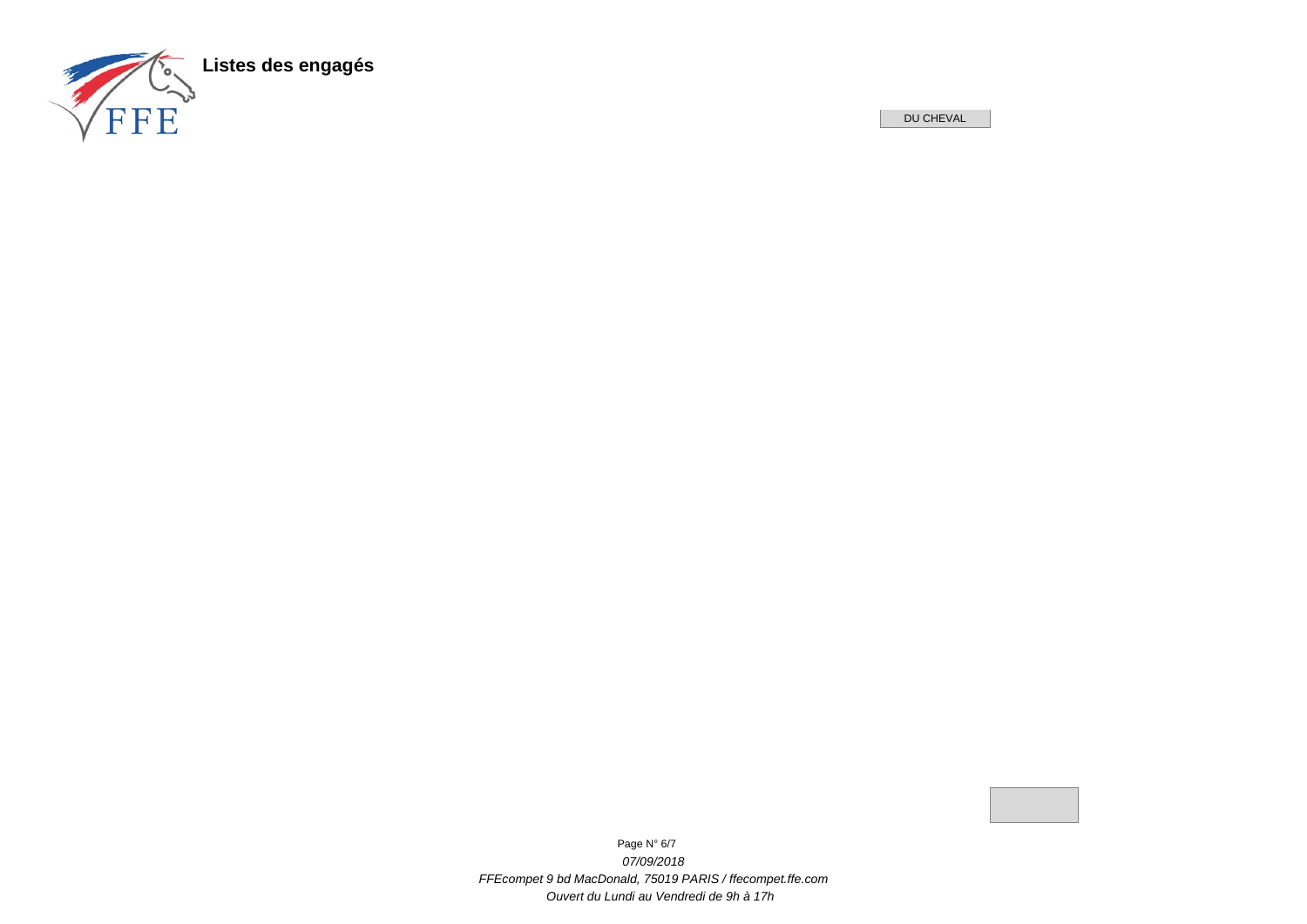**Listes des engagés**

DU CHEVAL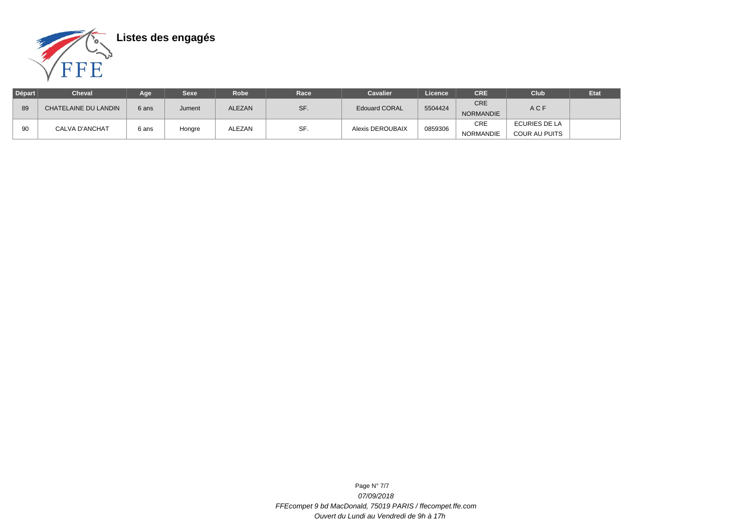# Listes des engagés

| Départ | Cheval | Age | Sexe | Robe | Race | Cavalier | Licence | CRE | Club | Etat |
|---|---|---|---|---|---|---|---|---|---|---|
| 89 | CHATELAINE DU LANDIN | 6 ans | Jument | ALEZAN | SF. | Edouard CORAL | 5504424 | CRE NORMANDIE | A C F | |
| 90 | CALVA D'ANCHAT | 6 ans | Hongre | ALEZAN | SF. | Alexis DEROUBAIX | 0859306 | CRE NORMANDIE | ECURIES DE LA COUR AU PUITS | |

*07/09/2018*

*FFEcompet 9 bd MacDonald, 75019 PARIS / ffecompet.ffe.com*

*Ouvert du Lundi au Vendredi de 9h à 17h*